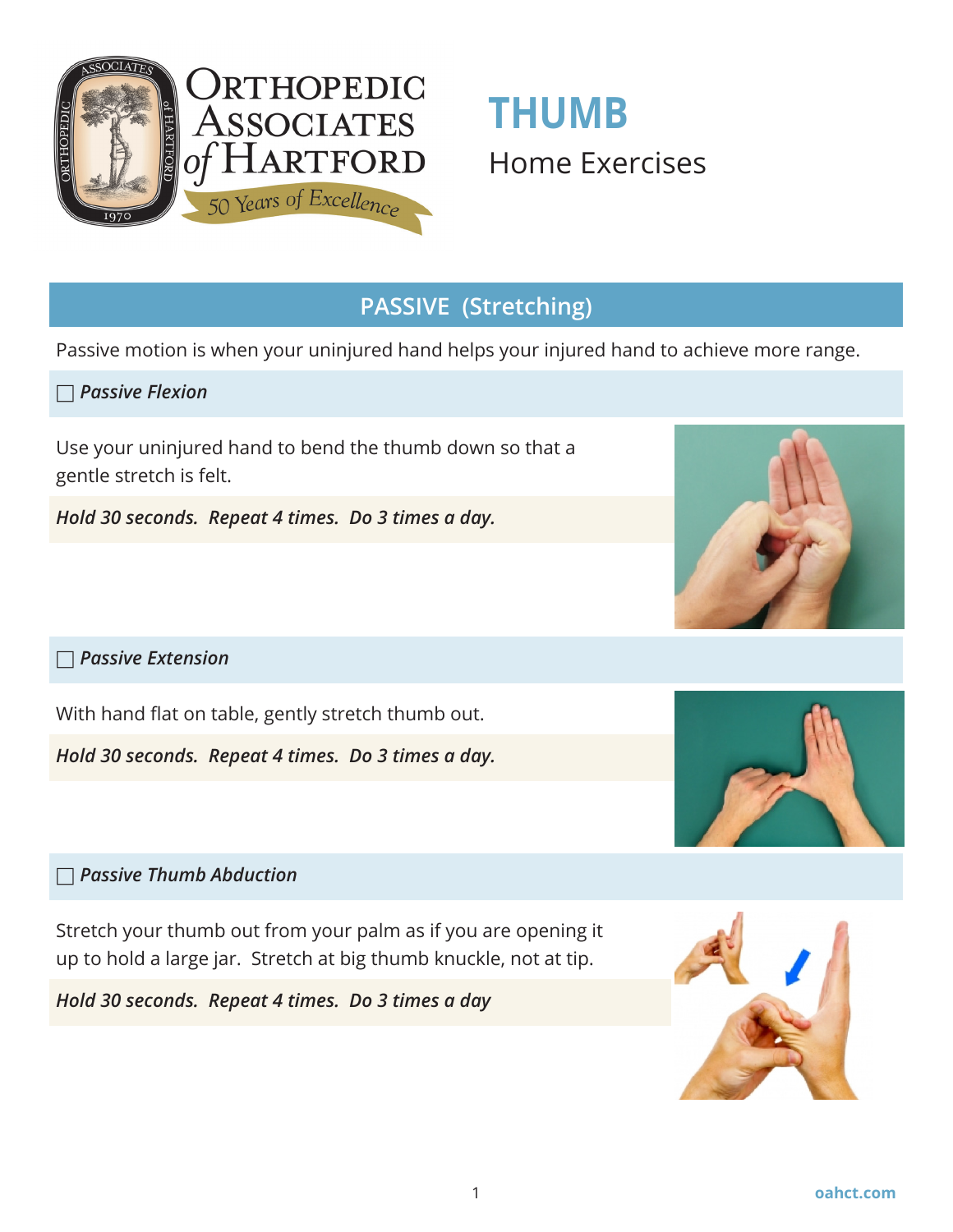# Orthopedic Associates of Hartford

50 Years of Excellence

# THUMB

Home Exercises

## PASSIVE (Stretching)

Passive motion is when your uninjured hand helps your injured hand to achieve more range.

### ☐ *Passive Flexion*

Use your uninjured hand to bend the thumb down so that a gentle stretch is felt.

***Hold 30 seconds. Repeat 4 times. Do 3 times a day.***

### ☐ *Passive Extension*

With hand flat on table, gently stretch thumb out.

***Hold 30 seconds. Repeat 4 times. Do 3 times a day.***

### ☐ *Passive Thumb Abduction*

Stretch your thumb out from your palm as if you are opening it up to hold a large jar. Stretch at big thumb knuckle, not at tip.

***Hold 30 seconds. Repeat 4 times. Do 3 times a day***

oahct.com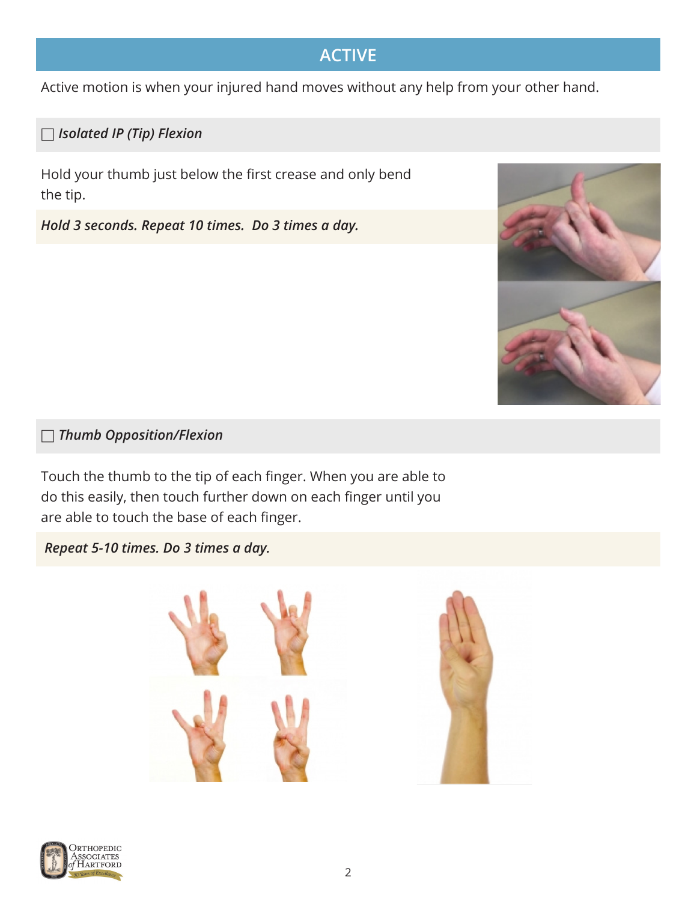## ACTIVE

Active motion is when your injured hand moves without any help from your other hand.

### ☐ *Isolated IP (Tip) Flexion*

Hold your thumb just below the first crease and only bend the tip.

***Hold 3 seconds. Repeat 10 times. Do 3 times a day.***

### ☐ *Thumb Opposition/Flexion*

Touch the thumb to the tip of each finger. When you are able to do this easily, then touch further down on each finger until you are able to touch the base of each finger.

***Repeat 5-10 times. Do 3 times a day.***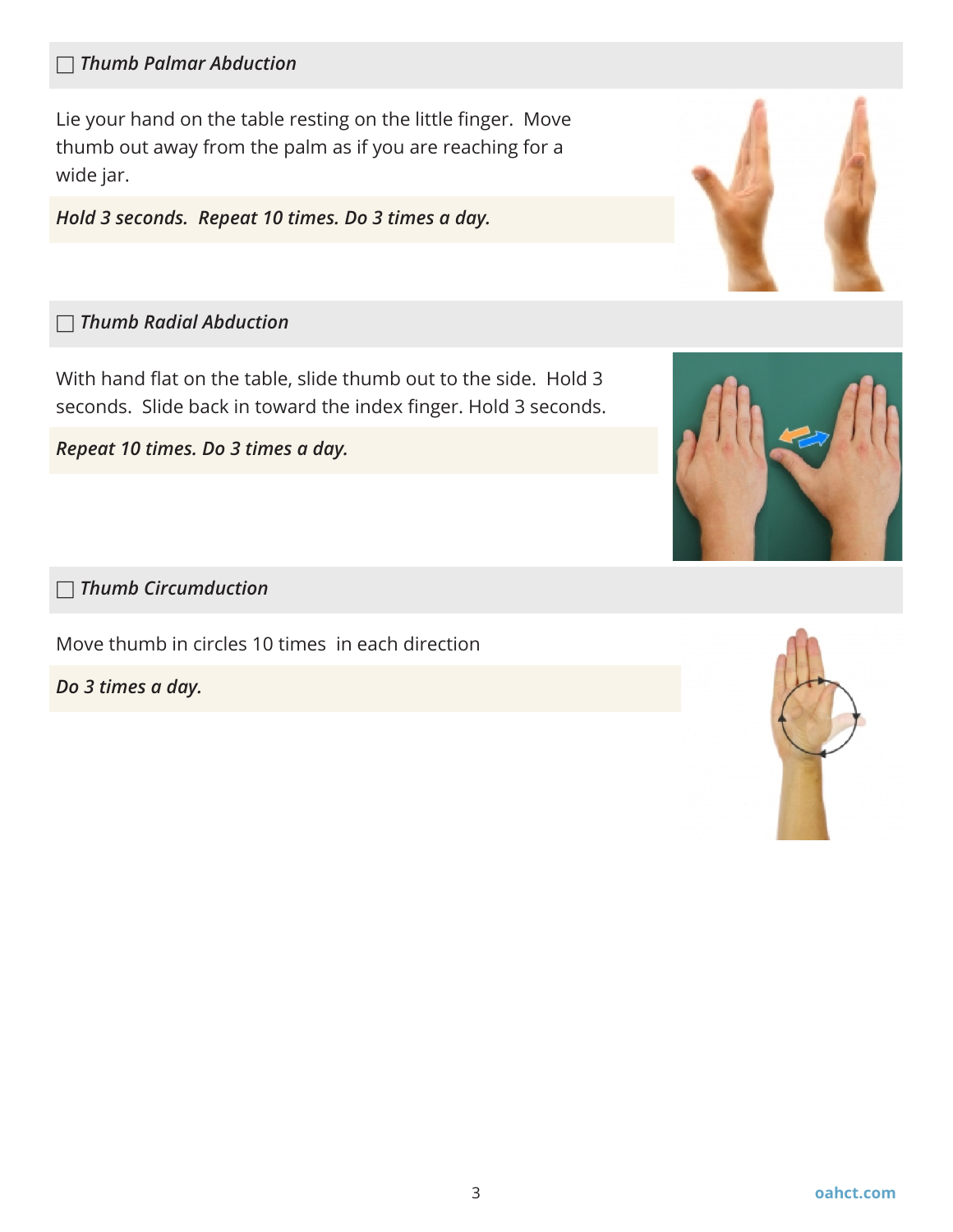☐ ***Thumb Palmar Abduction***

Lie your hand on the table resting on the little finger. Move thumb out away from the palm as if you are reaching for a wide jar.

***Hold 3 seconds. Repeat 10 times. Do 3 times a day.***

☐ ***Thumb Radial Abduction***

With hand flat on the table, slide thumb out to the side. Hold 3 seconds. Slide back in toward the index finger. Hold 3 seconds.

***Repeat 10 times. Do 3 times a day.***

☐ ***Thumb Circumduction***

Move thumb in circles 10 times in each direction

***Do 3 times a day.***